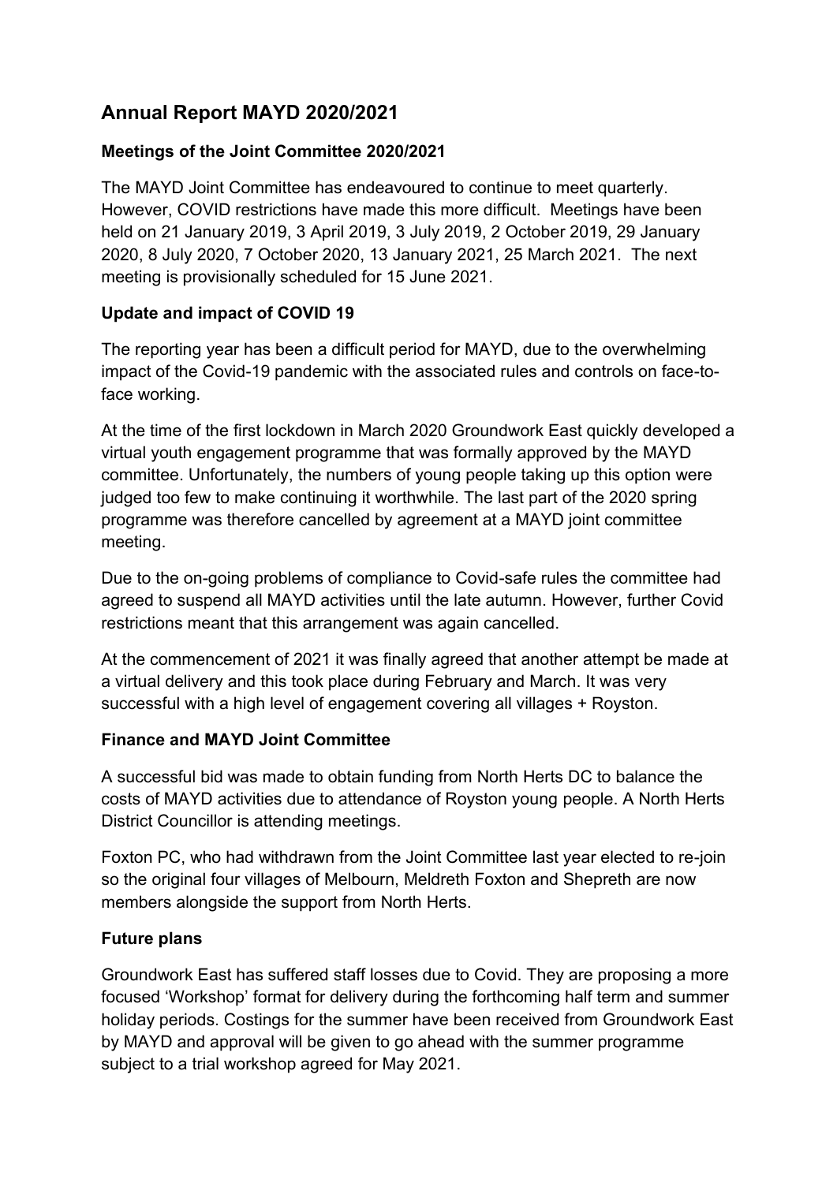# Annual Report MAYD 2020/2021

## Meetings of the Joint Committee 2020/2021

The MAYD Joint Committee has endeavoured to continue to meet quarterly. However, COVID restrictions have made this more difficult. Meetings have been held on 21 January 2019, 3 April 2019, 3 July 2019, 2 October 2019, 29 January 2020, 8 July 2020, 7 October 2020, 13 January 2021, 25 March 2021. The next meeting is provisionally scheduled for 15 June 2021.

## Update and impact of COVID 19

The reporting year has been a difficult period for MAYD, due to the overwhelming impact of the Covid-19 pandemic with the associated rules and controls on face-to-face working.

At the time of the first lockdown in March 2020 Groundwork East quickly developed a virtual youth engagement programme that was formally approved by the MAYD committee. Unfortunately, the numbers of young people taking up this option were judged too few to make continuing it worthwhile. The last part of the 2020 spring programme was therefore cancelled by agreement at a MAYD joint committee meeting.

Due to the on-going problems of compliance to Covid-safe rules the committee had agreed to suspend all MAYD activities until the late autumn. However, further Covid restrictions meant that this arrangement was again cancelled.

At the commencement of 2021 it was finally agreed that another attempt be made at a virtual delivery and this took place during February and March. It was very successful with a high level of engagement covering all villages + Royston.

## Finance and MAYD Joint Committee

A successful bid was made to obtain funding from North Herts DC to balance the costs of MAYD activities due to attendance of Royston young people. A North Herts District Councillor is attending meetings.

Foxton PC, who had withdrawn from the Joint Committee last year elected to re-join so the original four villages of Melbourn, Meldreth Foxton and Shepreth are now members alongside the support from North Herts.

## Future plans

Groundwork East has suffered staff losses due to Covid. They are proposing a more focused 'Workshop' format for delivery during the forthcoming half term and summer holiday periods. Costings for the summer have been received from Groundwork East by MAYD and approval will be given to go ahead with the summer programme subject to a trial workshop agreed for May 2021.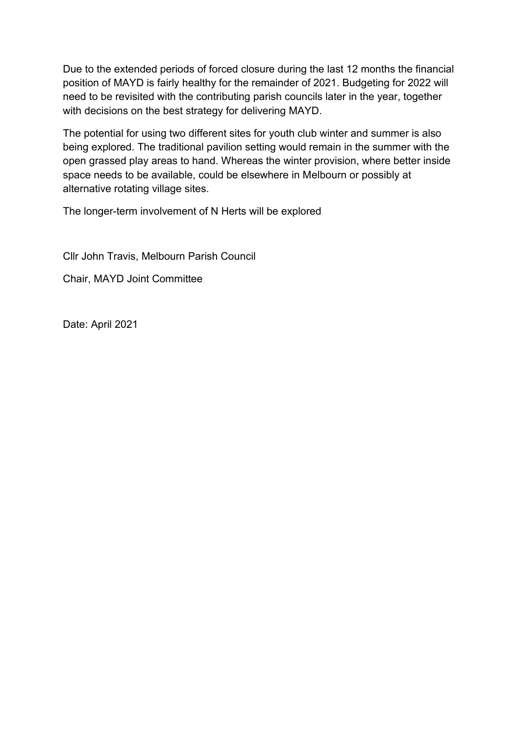Due to the extended periods of forced closure during the last 12 months the financial position of MAYD is fairly healthy for the remainder of 2021. Budgeting for 2022 will need to be revisited with the contributing parish councils later in the year, together with decisions on the best strategy for delivering MAYD.

The potential for using two different sites for youth club winter and summer is also being explored. The traditional pavilion setting would remain in the summer with the open grassed play areas to hand. Whereas the winter provision, where better inside space needs to be available, could be elsewhere in Melbourn or possibly at alternative rotating village sites.

The longer-term involvement of N Herts will be explored

Cllr John Travis, Melbourn Parish Council

Chair, MAYD Joint Committee

Date: April 2021